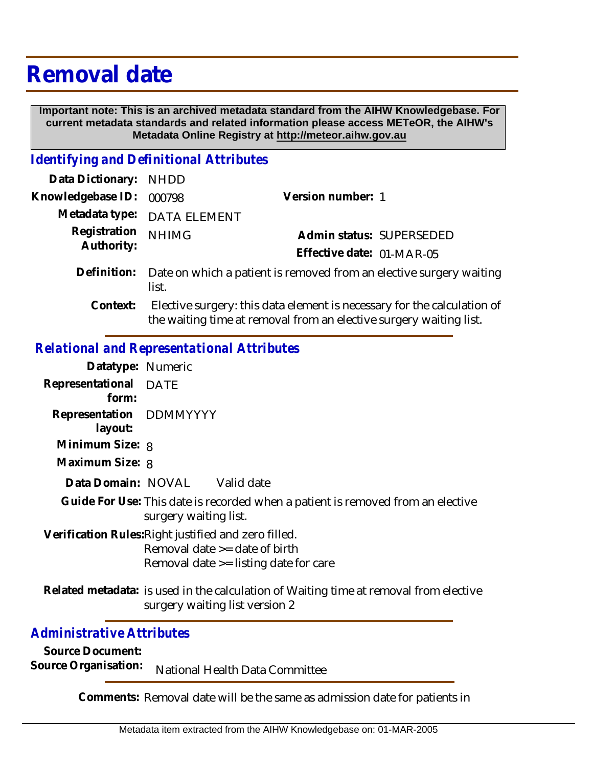# Removal date

**Important note: This is an archived metadata standard from the AIHW Knowledgebase. For current metadata standards and related information please access METeOR, the AIHW's Metadata Online Registry at http://meteor.aihw.gov.au**

## *Identifying and Definitional Attributes*

**Data Dictionary:** NHDD

**Knowledgebase ID:** 000798 **Version number:** 1

**Metadata type:** DATA ELEMENT

**Registration Authority:** NHIMG **Admin status:** SUPERSEDED

**Effective date:** 01-MAR-05

**Definition:** Date on which a patient is removed from an elective surgery waiting list.

**Context:** Elective surgery: this data element is necessary for the calculation of the waiting time at removal from an elective surgery waiting list.

## *Relational and Representational Attributes*

**Datatype:** Numeric

**Representational form:** DATE

**Representation layout:** DDMMYYYY

**Minimum Size:** 8

**Maximum Size:** 8

**Data Domain:** NOVAL Valid date

**Guide For Use:** This date is recorded when a patient is removed from an elective surgery waiting list.

**Verification Rules:** Right justified and zero filled.
Removal date >= date of birth
Removal date >= listing date for care

**Related metadata:** is used in the calculation of Waiting time at removal from elective surgery waiting list version 2

## *Administrative Attributes*

**Source Document:**

**Source Organisation:** National Health Data Committee

**Comments:** Removal date will be the same as admission date for patients in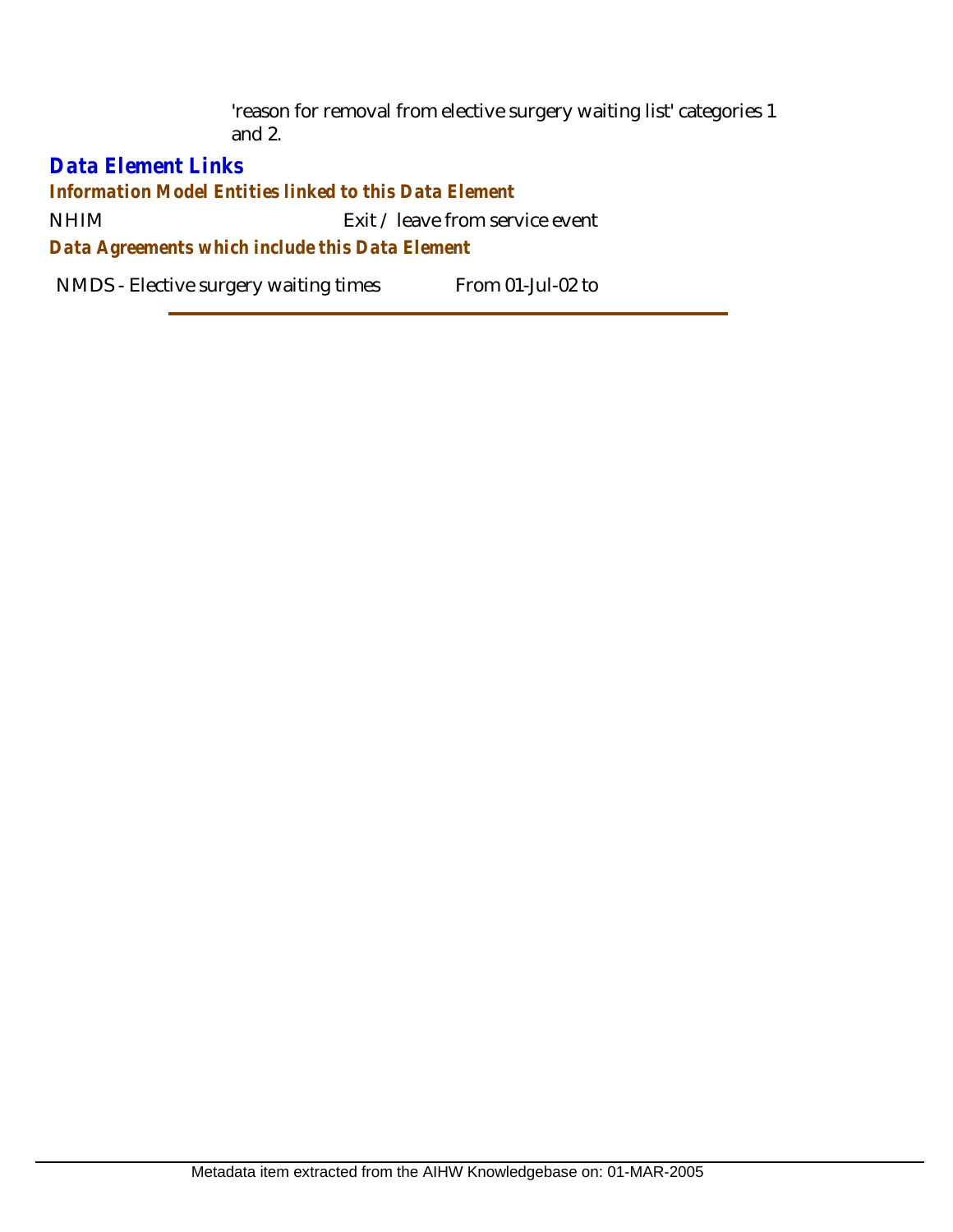'reason for removal from elective surgery waiting list' categories 1 and 2.

## Data Element Links

### Information Model Entities linked to this Data Element

| | |
|---|---|
| NHIM | Exit / leave from service event |

### Data Agreements which include this Data Element

| | |
|---|---|
| NMDS - Elective surgery waiting times | From 01-Jul-02 to |

Metadata item extracted from the AIHW Knowledgebase on: 01-MAR-2005